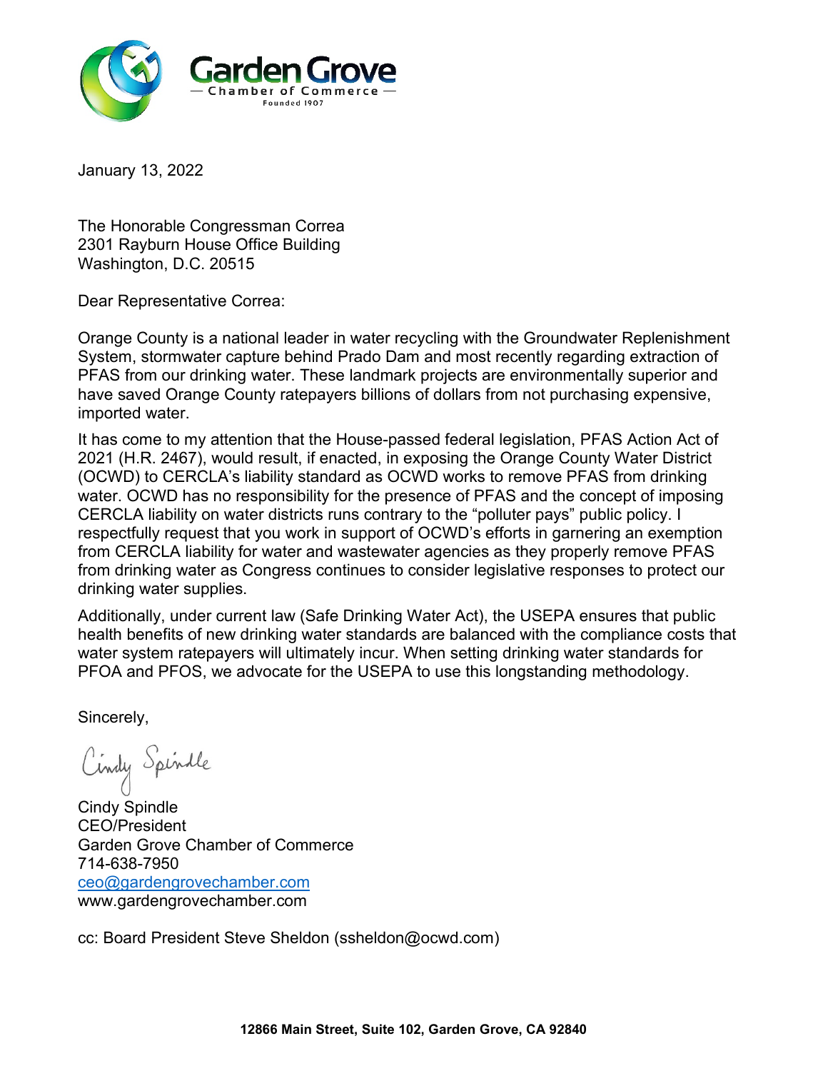**Garden Grove**
— Chamber of Commerce —
Founded 1907

January 13, 2022

The Honorable Congressman Correa
2301 Rayburn House Office Building
Washington, D.C. 20515

Dear Representative Correa:

Orange County is a national leader in water recycling with the Groundwater Replenishment System, stormwater capture behind Prado Dam and most recently regarding extraction of PFAS from our drinking water. These landmark projects are environmentally superior and have saved Orange County ratepayers billions of dollars from not purchasing expensive, imported water.

It has come to my attention that the House-passed federal legislation, PFAS Action Act of 2021 (H.R. 2467), would result, if enacted, in exposing the Orange County Water District (OCWD) to CERCLA's liability standard as OCWD works to remove PFAS from drinking water. OCWD has no responsibility for the presence of PFAS and the concept of imposing CERCLA liability on water districts runs contrary to the "polluter pays" public policy. I respectfully request that you work in support of OCWD's efforts in garnering an exemption from CERCLA liability for water and wastewater agencies as they properly remove PFAS from drinking water as Congress continues to consider legislative responses to protect our drinking water supplies.

Additionally, under current law (Safe Drinking Water Act), the USEPA ensures that public health benefits of new drinking water standards are balanced with the compliance costs that water system ratepayers will ultimately incur. When setting drinking water standards for PFOA and PFOS, we advocate for the USEPA to use this longstanding methodology.

Sincerely,

Cindy Spindle

Cindy Spindle
CEO/President
Garden Grove Chamber of Commerce
714-638-7950
ceo@gardengrovechamber.com
www.gardengrovechamber.com

cc: Board President Steve Sheldon (ssheldon@ocwd.com)

**12866 Main Street, Suite 102, Garden Grove, CA 92840**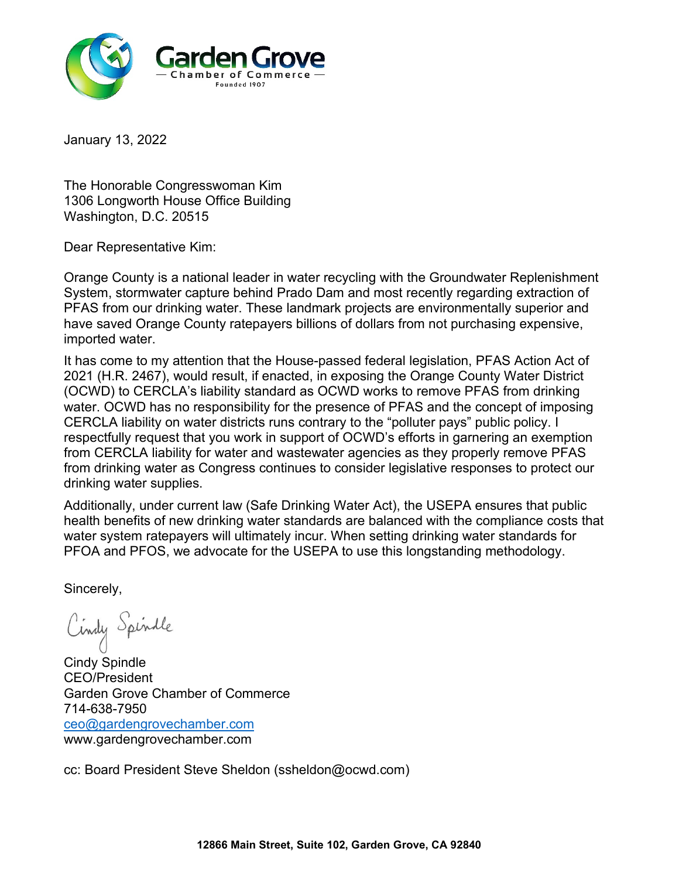Garden Grove
— Chamber of Commerce —
Founded 1907

January 13, 2022

The Honorable Congresswoman Kim
1306 Longworth House Office Building
Washington, D.C. 20515

Dear Representative Kim:

Orange County is a national leader in water recycling with the Groundwater Replenishment System, stormwater capture behind Prado Dam and most recently regarding extraction of PFAS from our drinking water. These landmark projects are environmentally superior and have saved Orange County ratepayers billions of dollars from not purchasing expensive, imported water.

It has come to my attention that the House-passed federal legislation, PFAS Action Act of 2021 (H.R. 2467), would result, if enacted, in exposing the Orange County Water District (OCWD) to CERCLA's liability standard as OCWD works to remove PFAS from drinking water. OCWD has no responsibility for the presence of PFAS and the concept of imposing CERCLA liability on water districts runs contrary to the "polluter pays" public policy. I respectfully request that you work in support of OCWD's efforts in garnering an exemption from CERCLA liability for water and wastewater agencies as they properly remove PFAS from drinking water as Congress continues to consider legislative responses to protect our drinking water supplies.

Additionally, under current law (Safe Drinking Water Act), the USEPA ensures that public health benefits of new drinking water standards are balanced with the compliance costs that water system ratepayers will ultimately incur. When setting drinking water standards for PFOA and PFOS, we advocate for the USEPA to use this longstanding methodology.

Sincerely,

Cindy Spindle

Cindy Spindle
CEO/President
Garden Grove Chamber of Commerce
714-638-7950
ceo@gardengrovechamber.com
www.gardengrovechamber.com

cc: Board President Steve Sheldon (ssheldon@ocwd.com)

**12866 Main Street, Suite 102, Garden Grove, CA 92840**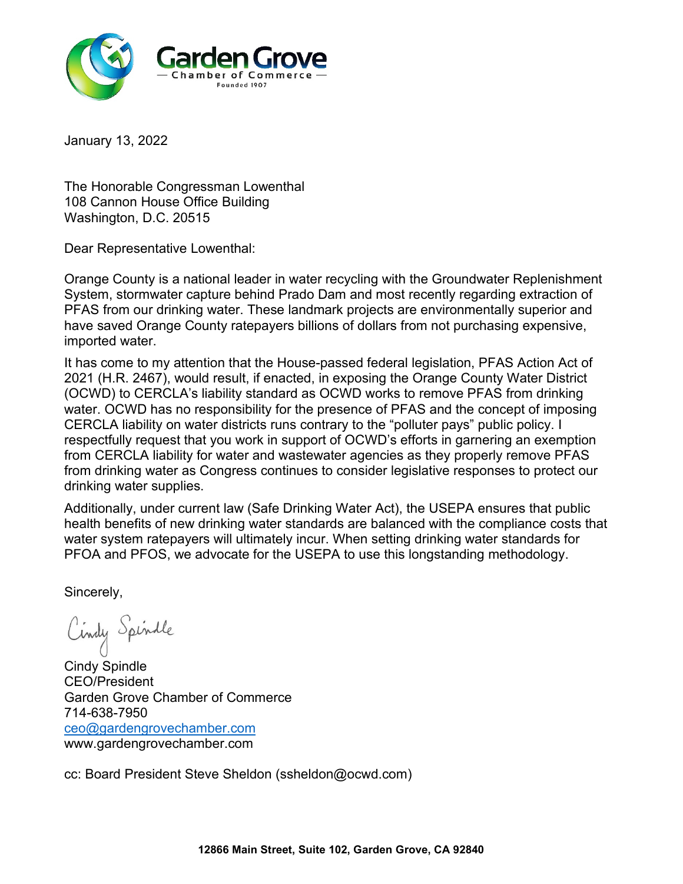**Garden Grove**
— Chamber of Commerce —
Founded 1907

January 13, 2022

The Honorable Congressman Lowenthal
108 Cannon House Office Building
Washington, D.C. 20515

Dear Representative Lowenthal:

Orange County is a national leader in water recycling with the Groundwater Replenishment System, stormwater capture behind Prado Dam and most recently regarding extraction of PFAS from our drinking water. These landmark projects are environmentally superior and have saved Orange County ratepayers billions of dollars from not purchasing expensive, imported water.

It has come to my attention that the House-passed federal legislation, PFAS Action Act of 2021 (H.R. 2467), would result, if enacted, in exposing the Orange County Water District (OCWD) to CERCLA's liability standard as OCWD works to remove PFAS from drinking water. OCWD has no responsibility for the presence of PFAS and the concept of imposing CERCLA liability on water districts runs contrary to the "polluter pays" public policy. I respectfully request that you work in support of OCWD's efforts in garnering an exemption from CERCLA liability for water and wastewater agencies as they properly remove PFAS from drinking water as Congress continues to consider legislative responses to protect our drinking water supplies.

Additionally, under current law (Safe Drinking Water Act), the USEPA ensures that public health benefits of new drinking water standards are balanced with the compliance costs that water system ratepayers will ultimately incur. When setting drinking water standards for PFOA and PFOS, we advocate for the USEPA to use this longstanding methodology.

Sincerely,

Cindy Spindle

Cindy Spindle
CEO/President
Garden Grove Chamber of Commerce
714-638-7950
ceo@gardengrovechamber.com
www.gardengrovechamber.com

cc: Board President Steve Sheldon (ssheldon@ocwd.com)

**12866 Main Street, Suite 102, Garden Grove, CA 92840**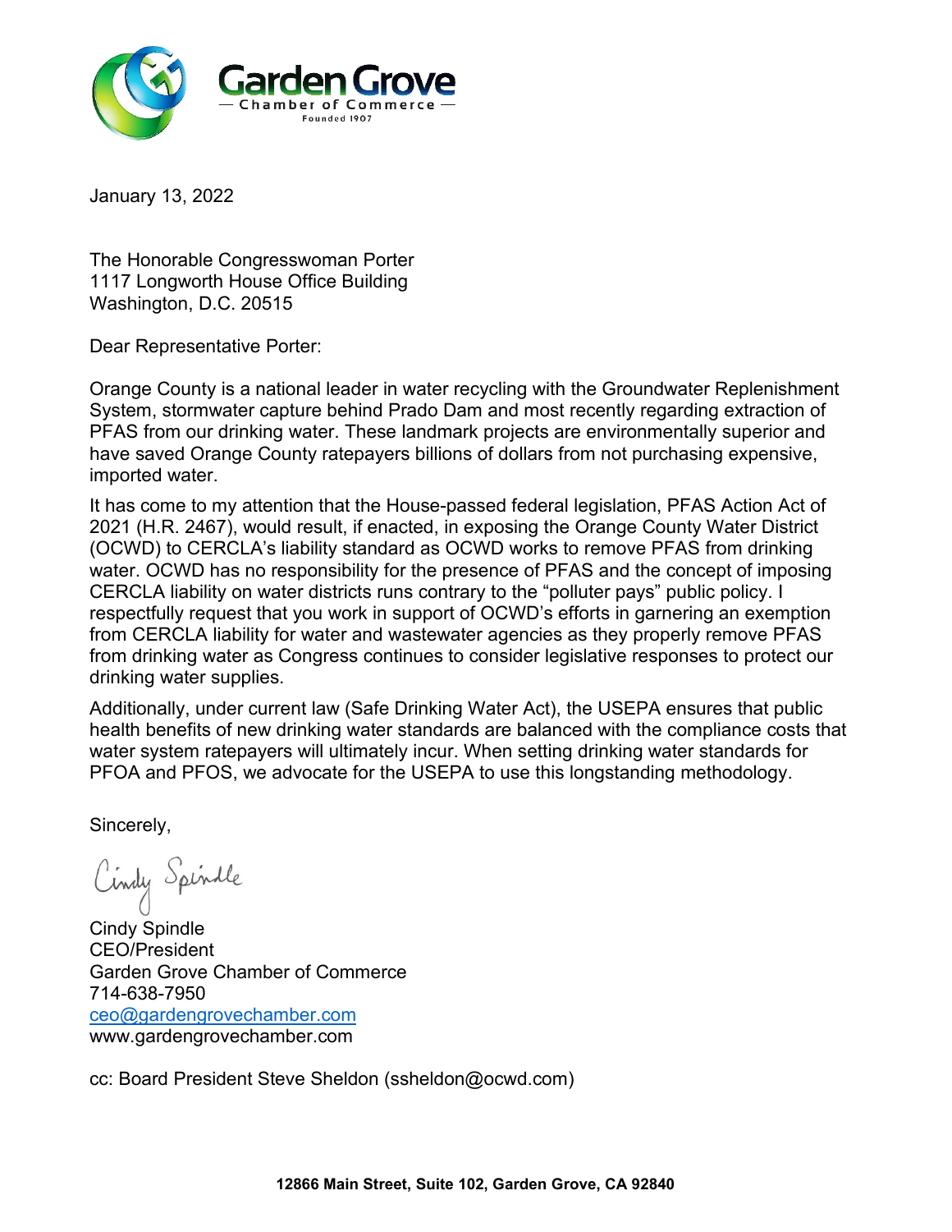**Garden Grove**
— Chamber of Commerce —
Founded 1907

January 13, 2022

The Honorable Congresswoman Porter
1117 Longworth House Office Building
Washington, D.C. 20515

Dear Representative Porter:

Orange County is a national leader in water recycling with the Groundwater Replenishment System, stormwater capture behind Prado Dam and most recently regarding extraction of PFAS from our drinking water. These landmark projects are environmentally superior and have saved Orange County ratepayers billions of dollars from not purchasing expensive, imported water.

It has come to my attention that the House-passed federal legislation, PFAS Action Act of 2021 (H.R. 2467), would result, if enacted, in exposing the Orange County Water District (OCWD) to CERCLA's liability standard as OCWD works to remove PFAS from drinking water. OCWD has no responsibility for the presence of PFAS and the concept of imposing CERCLA liability on water districts runs contrary to the "polluter pays" public policy. I respectfully request that you work in support of OCWD's efforts in garnering an exemption from CERCLA liability for water and wastewater agencies as they properly remove PFAS from drinking water as Congress continues to consider legislative responses to protect our drinking water supplies.

Additionally, under current law (Safe Drinking Water Act), the USEPA ensures that public health benefits of new drinking water standards are balanced with the compliance costs that water system ratepayers will ultimately incur. When setting drinking water standards for PFOA and PFOS, we advocate for the USEPA to use this longstanding methodology.

Sincerely,

Cindy Spindle

Cindy Spindle
CEO/President
Garden Grove Chamber of Commerce
714-638-7950
ceo@gardengrovechamber.com
www.gardengrovechamber.com

cc: Board President Steve Sheldon (ssheldon@ocwd.com)

12866 Main Street, Suite 102, Garden Grove, CA 92840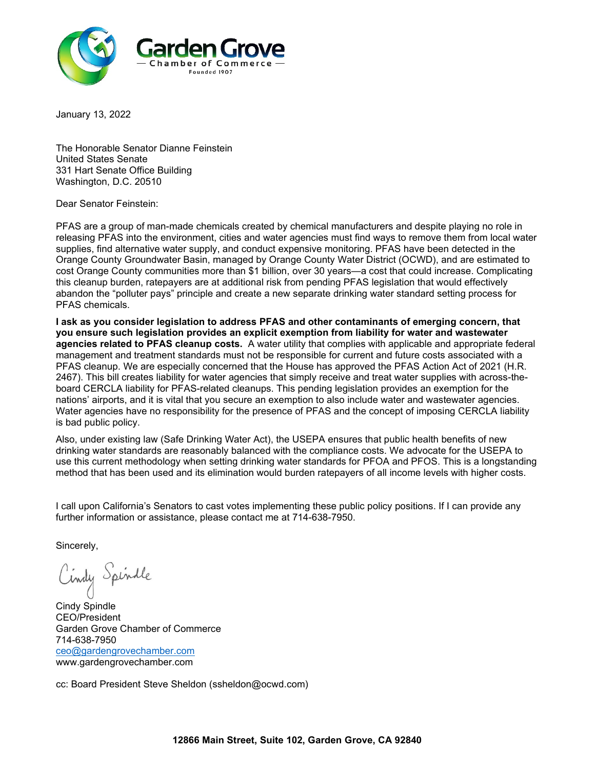Garden Grove
— Chamber of Commerce —
Founded 1907

January 13, 2022

The Honorable Senator Dianne Feinstein
United States Senate
331 Hart Senate Office Building
Washington, D.C. 20510

Dear Senator Feinstein:

PFAS are a group of man-made chemicals created by chemical manufacturers and despite playing no role in releasing PFAS into the environment, cities and water agencies must find ways to remove them from local water supplies, find alternative water supply, and conduct expensive monitoring. PFAS have been detected in the Orange County Groundwater Basin, managed by Orange County Water District (OCWD), and are estimated to cost Orange County communities more than $1 billion, over 30 years—a cost that could increase. Complicating this cleanup burden, ratepayers are at additional risk from pending PFAS legislation that would effectively abandon the "polluter pays" principle and create a new separate drinking water standard setting process for PFAS chemicals.

**I ask as you consider legislation to address PFAS and other contaminants of emerging concern, that you ensure such legislation provides an explicit exemption from liability for water and wastewater agencies related to PFAS cleanup costs.** A water utility that complies with applicable and appropriate federal management and treatment standards must not be responsible for current and future costs associated with a PFAS cleanup. We are especially concerned that the House has approved the PFAS Action Act of 2021 (H.R. 2467). This bill creates liability for water agencies that simply receive and treat water supplies with across-the-board CERCLA liability for PFAS-related cleanups. This pending legislation provides an exemption for the nations' airports, and it is vital that you secure an exemption to also include water and wastewater agencies. Water agencies have no responsibility for the presence of PFAS and the concept of imposing CERCLA liability is bad public policy.

Also, under existing law (Safe Drinking Water Act), the USEPA ensures that public health benefits of new drinking water standards are reasonably balanced with the compliance costs. We advocate for the USEPA to use this current methodology when setting drinking water standards for PFOA and PFOS. This is a longstanding method that has been used and its elimination would burden ratepayers of all income levels with higher costs.

I call upon California's Senators to cast votes implementing these public policy positions. If I can provide any further information or assistance, please contact me at 714-638-7950.

Sincerely,

Cindy Spindle

Cindy Spindle
CEO/President
Garden Grove Chamber of Commerce
714-638-7950
ceo@gardengrovechamber.com
www.gardengrovechamber.com

cc: Board President Steve Sheldon (ssheldon@ocwd.com)

**12866 Main Street, Suite 102, Garden Grove, CA 92840**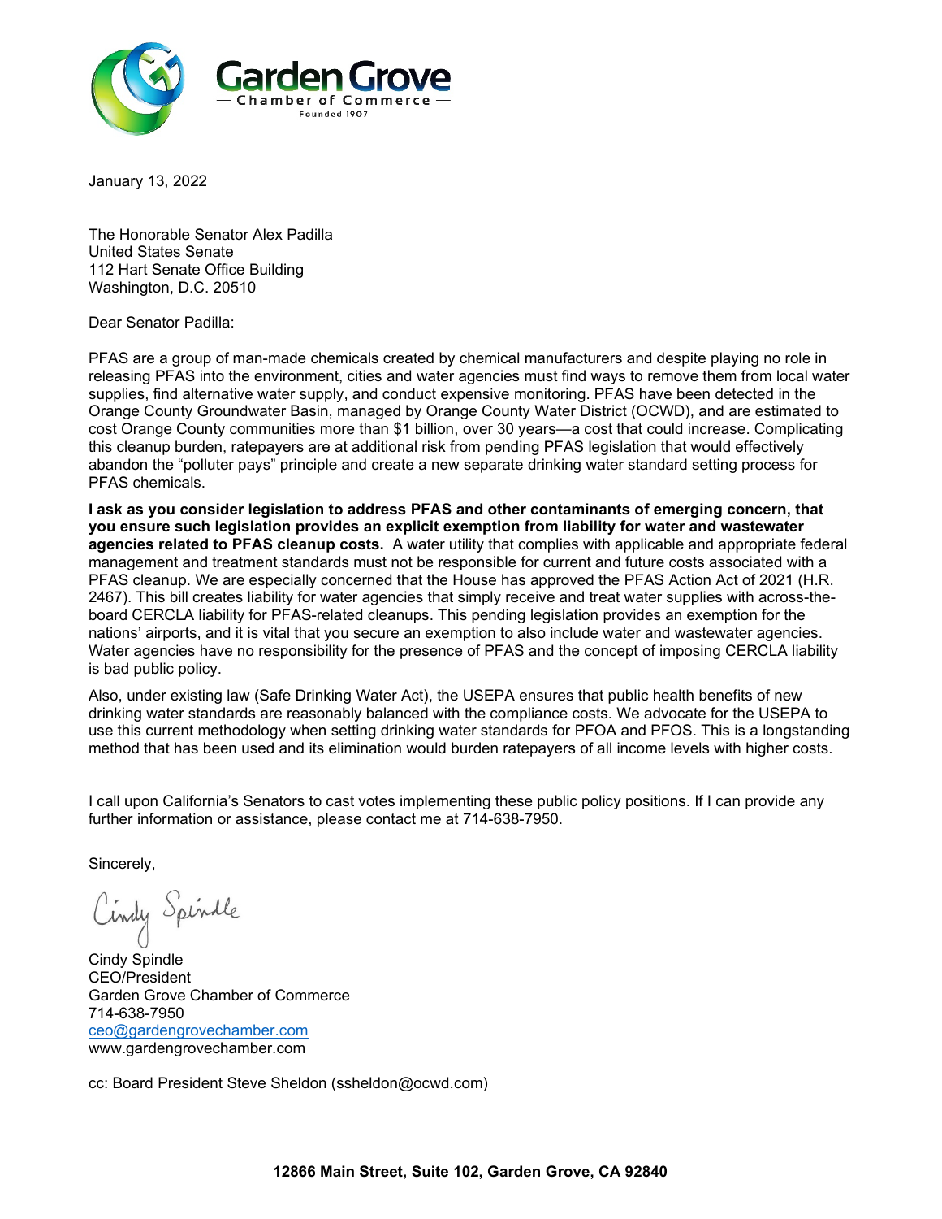Garden Grove
— Chamber of Commerce —
Founded 1907

January 13, 2022

The Honorable Senator Alex Padilla
United States Senate
112 Hart Senate Office Building
Washington, D.C. 20510

Dear Senator Padilla:

PFAS are a group of man-made chemicals created by chemical manufacturers and despite playing no role in releasing PFAS into the environment, cities and water agencies must find ways to remove them from local water supplies, find alternative water supply, and conduct expensive monitoring. PFAS have been detected in the Orange County Groundwater Basin, managed by Orange County Water District (OCWD), and are estimated to cost Orange County communities more than $1 billion, over 30 years—a cost that could increase. Complicating this cleanup burden, ratepayers are at additional risk from pending PFAS legislation that would effectively abandon the "polluter pays" principle and create a new separate drinking water standard setting process for PFAS chemicals.

**I ask as you consider legislation to address PFAS and other contaminants of emerging concern, that you ensure such legislation provides an explicit exemption from liability for water and wastewater agencies related to PFAS cleanup costs.** A water utility that complies with applicable and appropriate federal management and treatment standards must not be responsible for current and future costs associated with a PFAS cleanup. We are especially concerned that the House has approved the PFAS Action Act of 2021 (H.R. 2467). This bill creates liability for water agencies that simply receive and treat water supplies with across-the-board CERCLA liability for PFAS-related cleanups. This pending legislation provides an exemption for the nations' airports, and it is vital that you secure an exemption to also include water and wastewater agencies. Water agencies have no responsibility for the presence of PFAS and the concept of imposing CERCLA liability is bad public policy.

Also, under existing law (Safe Drinking Water Act), the USEPA ensures that public health benefits of new drinking water standards are reasonably balanced with the compliance costs. We advocate for the USEPA to use this current methodology when setting drinking water standards for PFOA and PFOS. This is a longstanding method that has been used and its elimination would burden ratepayers of all income levels with higher costs.

I call upon California's Senators to cast votes implementing these public policy positions. If I can provide any further information or assistance, please contact me at 714-638-7950.

Sincerely,

Cindy Spindle

Cindy Spindle
CEO/President
Garden Grove Chamber of Commerce
714-638-7950
ceo@gardengrovechamber.com
www.gardengrovechamber.com

cc: Board President Steve Sheldon (ssheldon@ocwd.com)

**12866 Main Street, Suite 102, Garden Grove, CA 92840**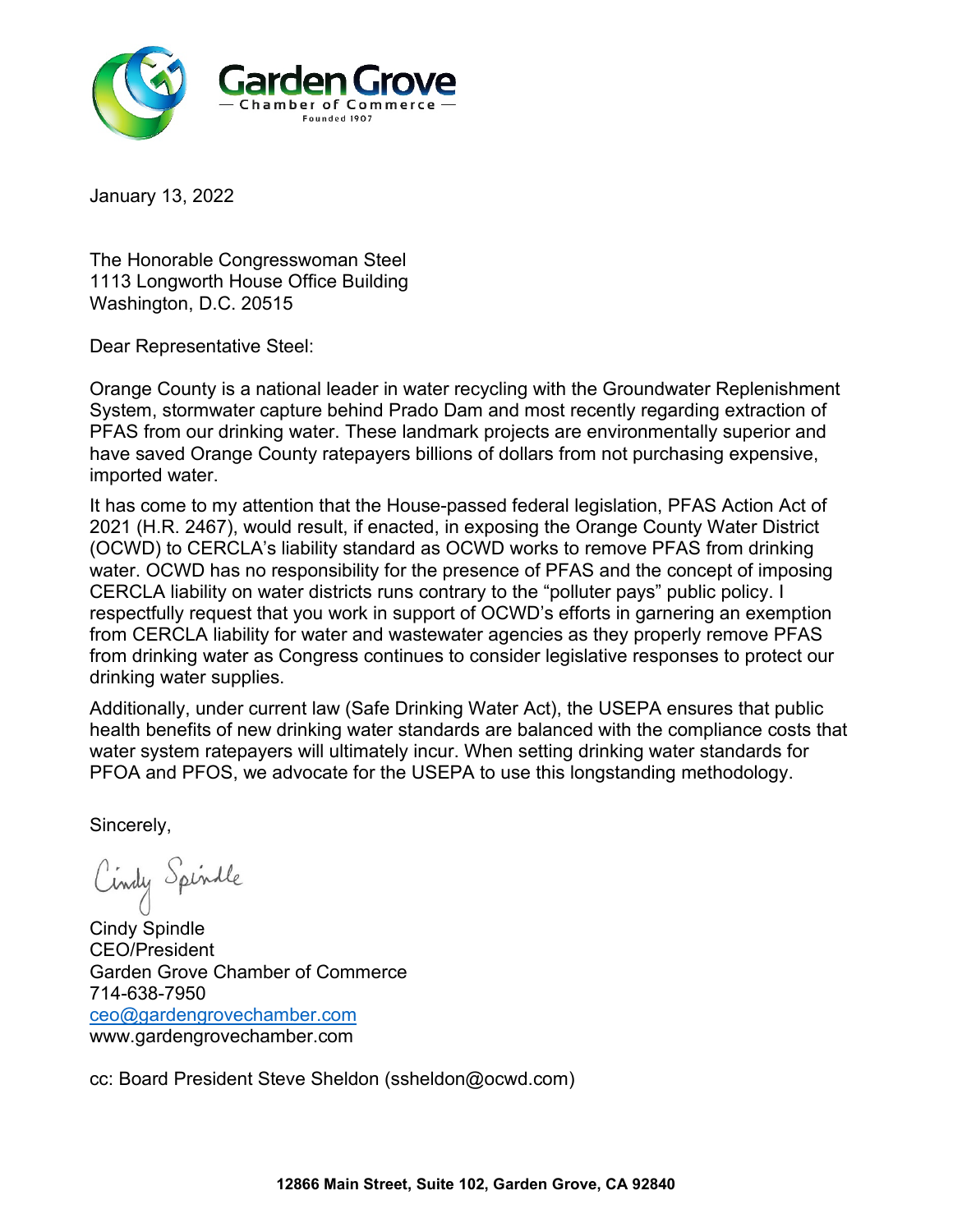Garden Grove
— Chamber of Commerce —
Founded 1907

January 13, 2022

The Honorable Congresswoman Steel
1113 Longworth House Office Building
Washington, D.C. 20515

Dear Representative Steel:

Orange County is a national leader in water recycling with the Groundwater Replenishment System, stormwater capture behind Prado Dam and most recently regarding extraction of PFAS from our drinking water. These landmark projects are environmentally superior and have saved Orange County ratepayers billions of dollars from not purchasing expensive, imported water.

It has come to my attention that the House-passed federal legislation, PFAS Action Act of 2021 (H.R. 2467), would result, if enacted, in exposing the Orange County Water District (OCWD) to CERCLA's liability standard as OCWD works to remove PFAS from drinking water. OCWD has no responsibility for the presence of PFAS and the concept of imposing CERCLA liability on water districts runs contrary to the "polluter pays" public policy. I respectfully request that you work in support of OCWD's efforts in garnering an exemption from CERCLA liability for water and wastewater agencies as they properly remove PFAS from drinking water as Congress continues to consider legislative responses to protect our drinking water supplies.

Additionally, under current law (Safe Drinking Water Act), the USEPA ensures that public health benefits of new drinking water standards are balanced with the compliance costs that water system ratepayers will ultimately incur. When setting drinking water standards for PFOA and PFOS, we advocate for the USEPA to use this longstanding methodology.

Sincerely,

Cindy Spindle

Cindy Spindle
CEO/President
Garden Grove Chamber of Commerce
714-638-7950
ceo@gardengrovechamber.com
www.gardengrovechamber.com

cc: Board President Steve Sheldon (ssheldon@ocwd.com)

**12866 Main Street, Suite 102, Garden Grove, CA 92840**